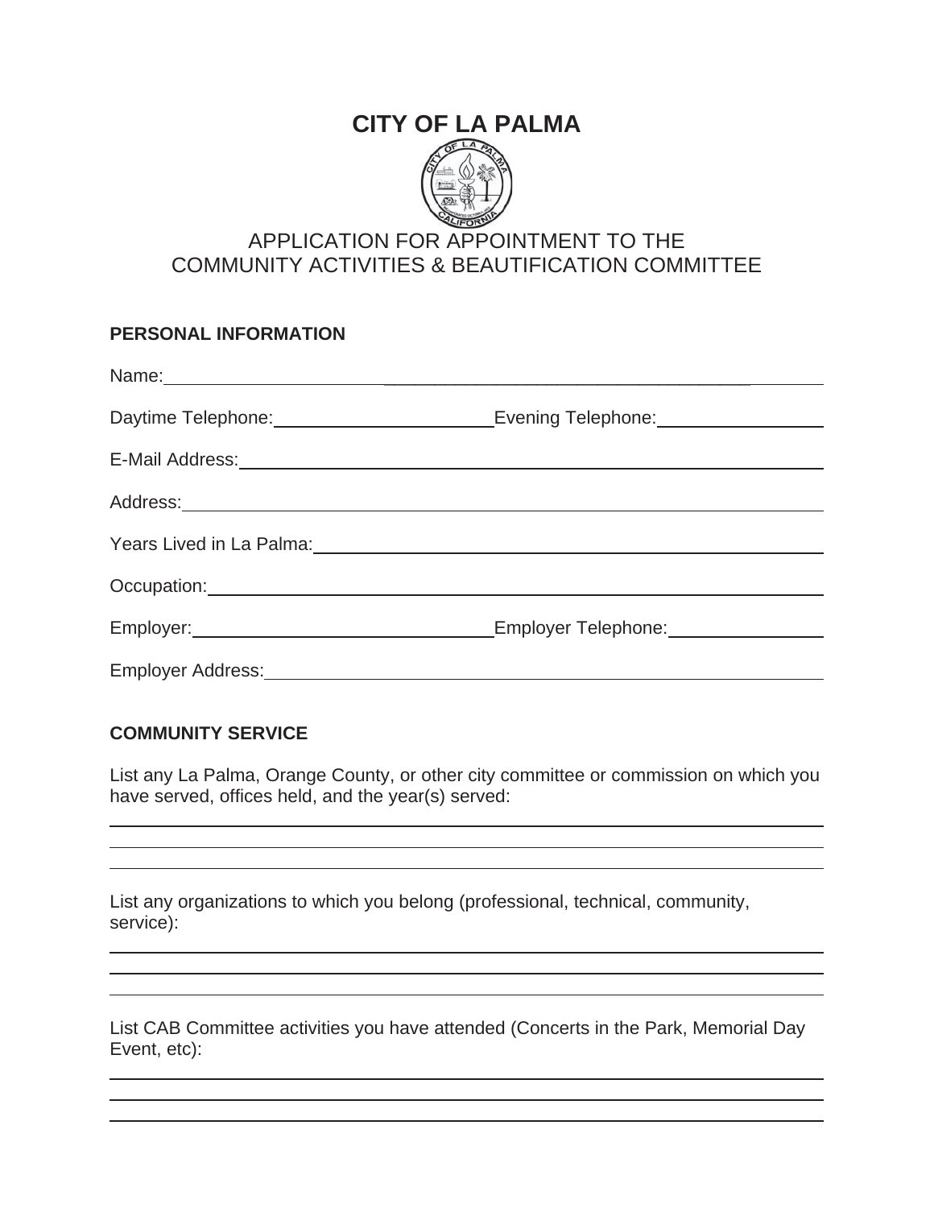# CITY OF LA PALMA

APPLICATION FOR APPOINTMENT TO THE
COMMUNITY ACTIVITIES & BEAUTIFICATION COMMITTEE

### PERSONAL INFORMATION

Name: ____________________________________________

Daytime Telephone: ____________________ Evening Telephone: ____________________

E-Mail Address: ____________________________________________

Address: ____________________________________________

Years Lived in La Palma: ____________________________________________

Occupation: ____________________________________________

Employer: ____________________ Employer Telephone: ____________________

Employer Address: ____________________________________________

### COMMUNITY SERVICE

List any La Palma, Orange County, or other city committee or commission on which you have served, offices held, and the year(s) served:

____________________________________________

____________________________________________

____________________________________________

List any organizations to which you belong (professional, technical, community, service):

____________________________________________

____________________________________________

____________________________________________

List CAB Committee activities you have attended (Concerts in the Park, Memorial Day Event, etc):

____________________________________________

____________________________________________

____________________________________________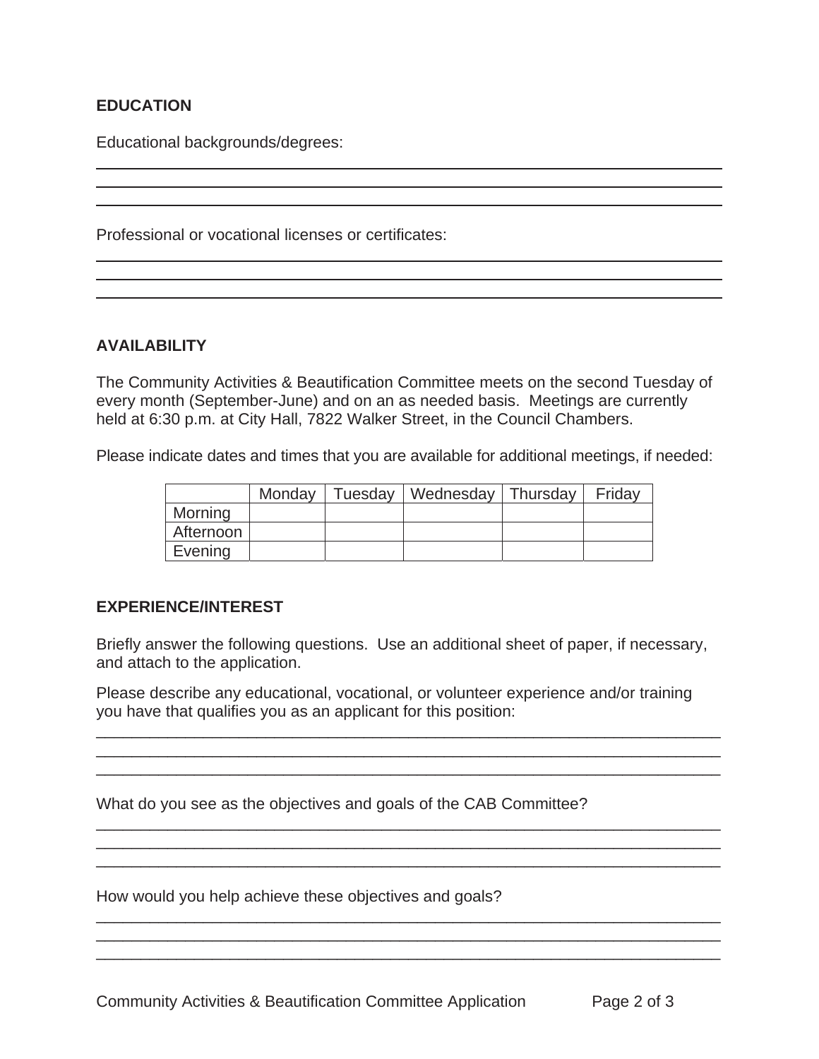## EDUCATION

Educational backgrounds/degrees:

Professional or vocational licenses or certificates:

## AVAILABILITY

The Community Activities & Beautification Committee meets on the second Tuesday of every month (September-June) and on an as needed basis. Meetings are currently held at 6:30 p.m. at City Hall, 7822 Walker Street, in the Council Chambers.

Please indicate dates and times that you are available for additional meetings, if needed:

| | Monday | Tuesday | Wednesday | Thursday | Friday |
|---|---|---|---|---|---|
| Morning | | | | | |
| Afternoon | | | | | |
| Evening | | | | | |

## EXPERIENCE/INTEREST

Briefly answer the following questions. Use an additional sheet of paper, if necessary, and attach to the application.

Please describe any educational, vocational, or volunteer experience and/or training you have that qualifies you as an applicant for this position:

What do you see as the objectives and goals of the CAB Committee?

How would you help achieve these objectives and goals?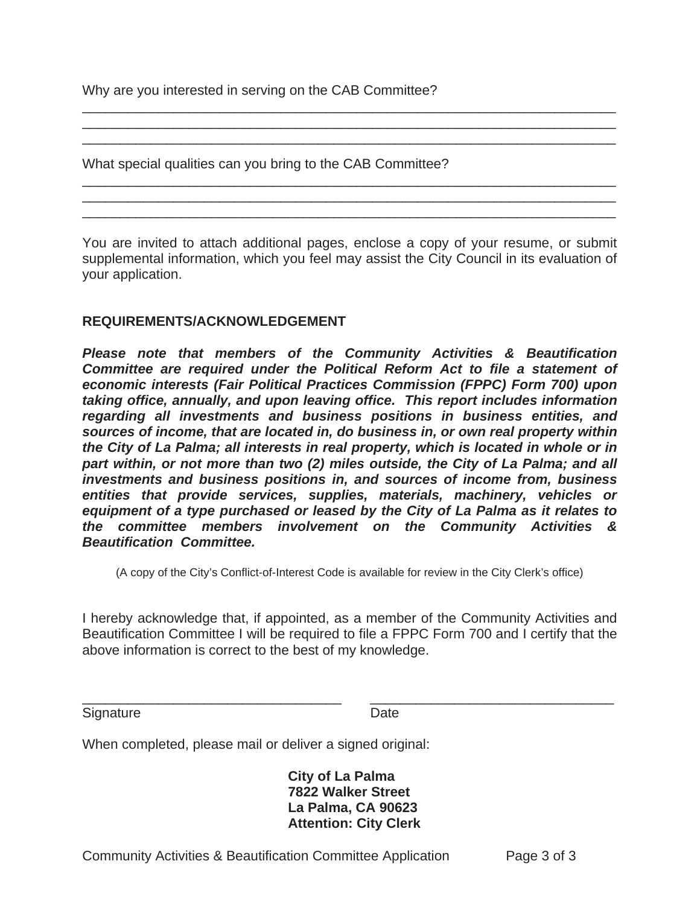Why are you interested in serving on the CAB Committee?

\_\_\_\_\_\_\_\_\_\_\_\_\_\_\_\_\_\_\_\_\_\_\_\_\_\_\_\_\_\_\_\_\_\_\_\_\_\_\_\_\_\_\_\_\_\_\_\_\_\_\_\_\_\_\_\_\_\_\_\_\_\_\_\_\_\_\_\_\_\_
\_\_\_\_\_\_\_\_\_\_\_\_\_\_\_\_\_\_\_\_\_\_\_\_\_\_\_\_\_\_\_\_\_\_\_\_\_\_\_\_\_\_\_\_\_\_\_\_\_\_\_\_\_\_\_\_\_\_\_\_\_\_\_\_\_\_\_\_\_\_
\_\_\_\_\_\_\_\_\_\_\_\_\_\_\_\_\_\_\_\_\_\_\_\_\_\_\_\_\_\_\_\_\_\_\_\_\_\_\_\_\_\_\_\_\_\_\_\_\_\_\_\_\_\_\_\_\_\_\_\_\_\_\_\_\_\_\_\_\_\_

What special qualities can you bring to the CAB Committee?

\_\_\_\_\_\_\_\_\_\_\_\_\_\_\_\_\_\_\_\_\_\_\_\_\_\_\_\_\_\_\_\_\_\_\_\_\_\_\_\_\_\_\_\_\_\_\_\_\_\_\_\_\_\_\_\_\_\_\_\_\_\_\_\_\_\_\_\_\_\_
\_\_\_\_\_\_\_\_\_\_\_\_\_\_\_\_\_\_\_\_\_\_\_\_\_\_\_\_\_\_\_\_\_\_\_\_\_\_\_\_\_\_\_\_\_\_\_\_\_\_\_\_\_\_\_\_\_\_\_\_\_\_\_\_\_\_\_\_\_\_
\_\_\_\_\_\_\_\_\_\_\_\_\_\_\_\_\_\_\_\_\_\_\_\_\_\_\_\_\_\_\_\_\_\_\_\_\_\_\_\_\_\_\_\_\_\_\_\_\_\_\_\_\_\_\_\_\_\_\_\_\_\_\_\_\_\_\_\_\_\_

You are invited to attach additional pages, enclose a copy of your resume, or submit supplemental information, which you feel may assist the City Council in its evaluation of your application.

**REQUIREMENTS/ACKNOWLEDGEMENT**

***Please note that members of the Community Activities & Beautification Committee are required under the Political Reform Act to file a statement of economic interests (Fair Political Practices Commission (FPPC) Form 700) upon taking office, annually, and upon leaving office. This report includes information regarding all investments and business positions in business entities, and sources of income, that are located in, do business in, or own real property within the City of La Palma; all interests in real property, which is located in whole or in part within, or not more than two (2) miles outside, the City of La Palma; and all investments and business positions in, and sources of income from, business entities that provide services, supplies, materials, machinery, vehicles or equipment of a type purchased or leased by the City of La Palma as it relates to the committee members involvement on the Community Activities & Beautification Committee.***

(A copy of the City's Conflict-of-Interest Code is available for review in the City Clerk's office)

I hereby acknowledge that, if appointed, as a member of the Community Activities and Beautification Committee I will be required to file a FPPC Form 700 and I certify that the above information is correct to the best of my knowledge.

\_\_\_\_\_\_\_\_\_\_\_\_\_\_\_\_\_\_\_\_\_\_\_\_\_\_\_\_\_\_\_\_\_\_ \_\_\_\_\_\_\_\_\_\_\_\_\_\_\_\_\_\_\_\_\_\_\_\_\_\_\_\_\_\_\_\_
Signature Date

When completed, please mail or deliver a signed original:

**City of La Palma**
**7822 Walker Street**
**La Palma, CA 90623**
**Attention: City Clerk**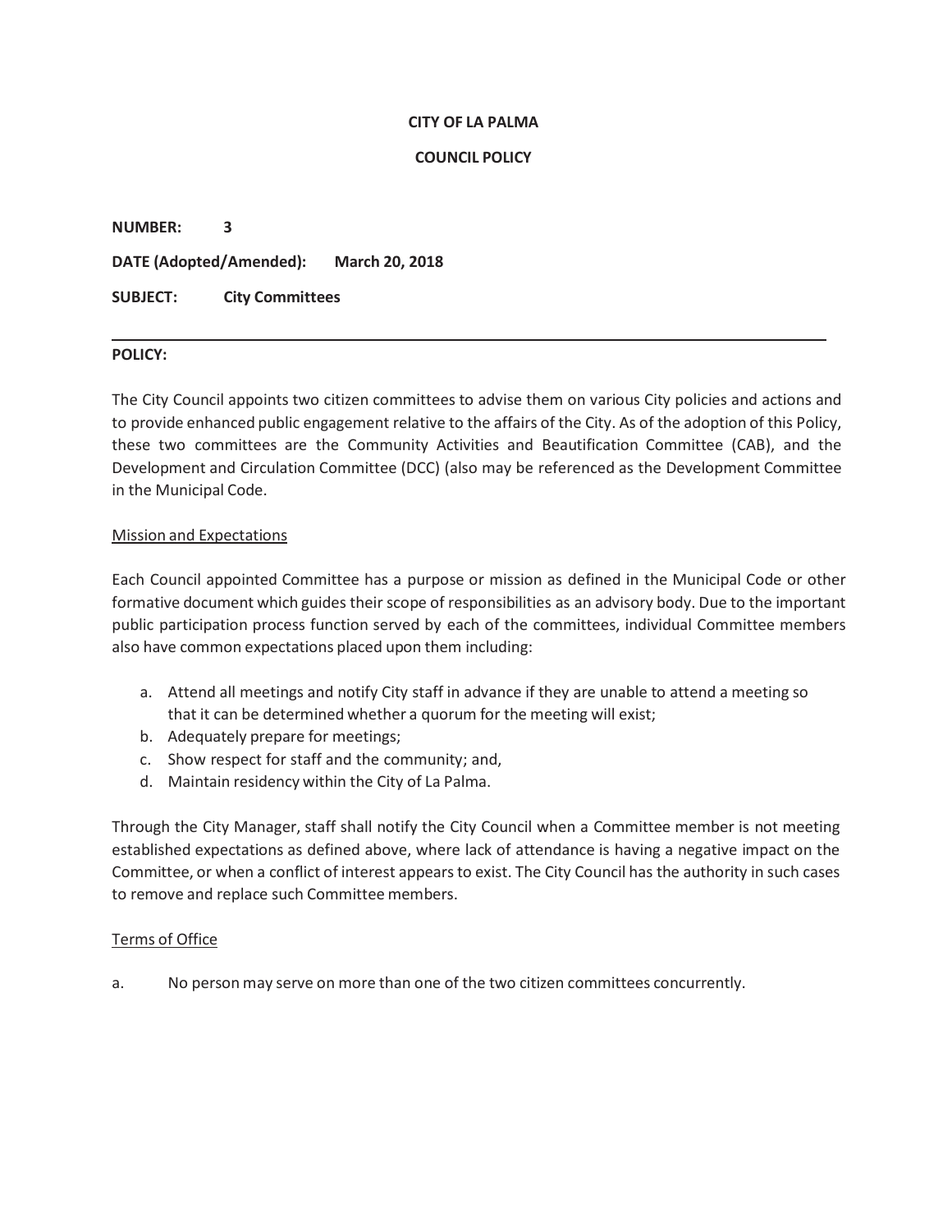**CITY OF LA PALMA**

**COUNCIL POLICY**

**NUMBER:** **3**

**DATE (Adopted/Amended):** **March 20, 2018**

**SUBJECT:** **City Committees**

---

**POLICY:**

The City Council appoints two citizen committees to advise them on various City policies and actions and to provide enhanced public engagement relative to the affairs of the City. As of the adoption of this Policy, these two committees are the Community Activities and Beautification Committee (CAB), and the Development and Circulation Committee (DCC) (also may be referenced as the Development Committee in the Municipal Code.

Mission and Expectations

Each Council appointed Committee has a purpose or mission as defined in the Municipal Code or other formative document which guides their scope of responsibilities as an advisory body. Due to the important public participation process function served by each of the committees, individual Committee members also have common expectations placed upon them including:

a. Attend all meetings and notify City staff in advance if they are unable to attend a meeting so that it can be determined whether a quorum for the meeting will exist;
b. Adequately prepare for meetings;
c. Show respect for staff and the community; and,
d. Maintain residency within the City of La Palma.

Through the City Manager, staff shall notify the City Council when a Committee member is not meeting established expectations as defined above, where lack of attendance is having a negative impact on the Committee, or when a conflict of interest appears to exist. The City Council has the authority in such cases to remove and replace such Committee members.

Terms of Office

a. No person may serve on more than one of the two citizen committees concurrently.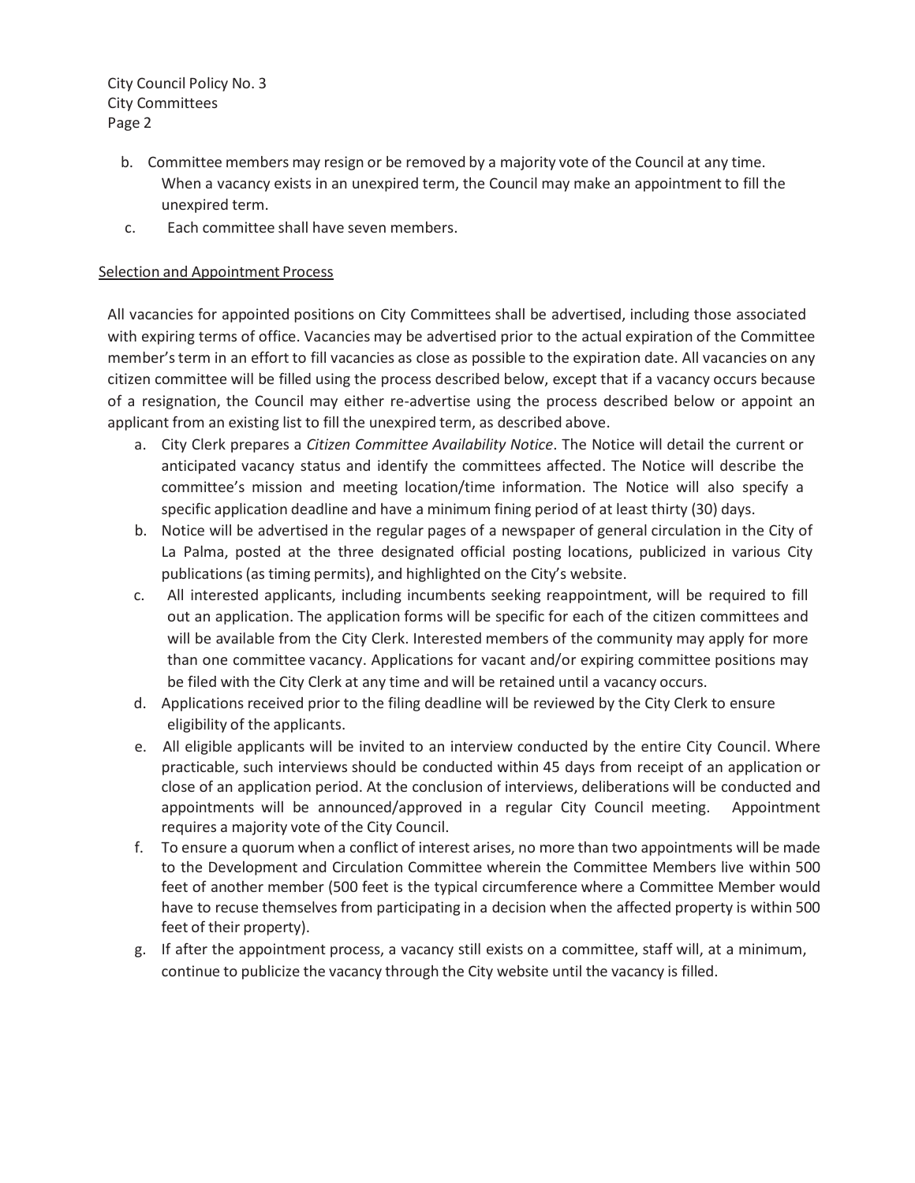b. Committee members may resign or be removed by a majority vote of the Council at any time. When a vacancy exists in an unexpired term, the Council may make an appointment to fill the unexpired term.

c. Each committee shall have seven members.

Selection and Appointment Process

All vacancies for appointed positions on City Committees shall be advertised, including those associated with expiring terms of office. Vacancies may be advertised prior to the actual expiration of the Committee member's term in an effort to fill vacancies as close as possible to the expiration date. All vacancies on any citizen committee will be filled using the process described below, except that if a vacancy occurs because of a resignation, the Council may either re-advertise using the process described below or appoint an applicant from an existing list to fill the unexpired term, as described above.

a. City Clerk prepares a *Citizen Committee Availability Notice*. The Notice will detail the current or anticipated vacancy status and identify the committees affected. The Notice will describe the committee's mission and meeting location/time information. The Notice will also specify a specific application deadline and have a minimum fining period of at least thirty (30) days.

b. Notice will be advertised in the regular pages of a newspaper of general circulation in the City of La Palma, posted at the three designated official posting locations, publicized in various City publications (as timing permits), and highlighted on the City's website.

c. All interested applicants, including incumbents seeking reappointment, will be required to fill out an application. The application forms will be specific for each of the citizen committees and will be available from the City Clerk. Interested members of the community may apply for more than one committee vacancy. Applications for vacant and/or expiring committee positions may be filed with the City Clerk at any time and will be retained until a vacancy occurs.

d. Applications received prior to the filing deadline will be reviewed by the City Clerk to ensure eligibility of the applicants.

e. All eligible applicants will be invited to an interview conducted by the entire City Council. Where practicable, such interviews should be conducted within 45 days from receipt of an application or close of an application period. At the conclusion of interviews, deliberations will be conducted and appointments will be announced/approved in a regular City Council meeting. Appointment requires a majority vote of the City Council.

f. To ensure a quorum when a conflict of interest arises, no more than two appointments will be made to the Development and Circulation Committee wherein the Committee Members live within 500 feet of another member (500 feet is the typical circumference where a Committee Member would have to recuse themselves from participating in a decision when the affected property is within 500 feet of their property).

g. If after the appointment process, a vacancy still exists on a committee, staff will, at a minimum, continue to publicize the vacancy through the City website until the vacancy is filled.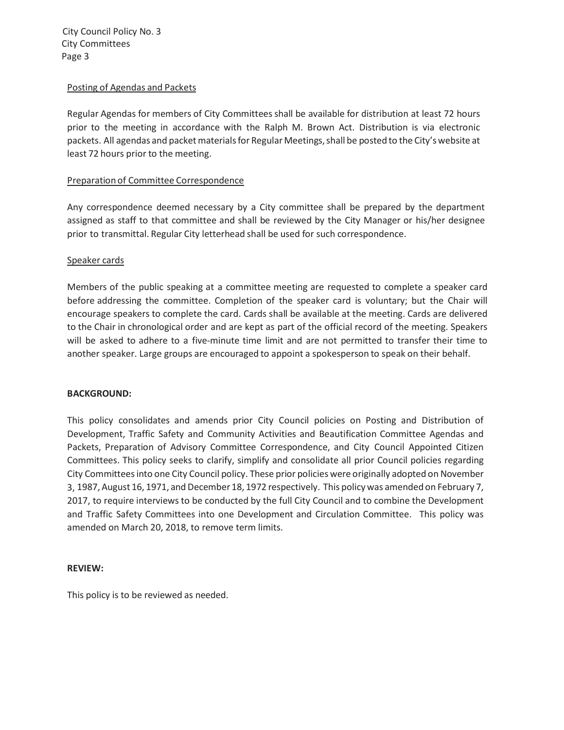Posting of Agendas and Packets

Regular Agendas for members of City Committees shall be available for distribution at least 72 hours prior to the meeting in accordance with the Ralph M. Brown Act. Distribution is via electronic packets. All agendas and packet materials for Regular Meetings, shall be posted to the City's website at least 72 hours prior to the meeting.

Preparation of Committee Correspondence

Any correspondence deemed necessary by a City committee shall be prepared by the department assigned as staff to that committee and shall be reviewed by the City Manager or his/her designee prior to transmittal. Regular City letterhead shall be used for such correspondence.

Speaker cards

Members of the public speaking at a committee meeting are requested to complete a speaker card before addressing the committee. Completion of the speaker card is voluntary; but the Chair will encourage speakers to complete the card. Cards shall be available at the meeting. Cards are delivered to the Chair in chronological order and are kept as part of the official record of the meeting. Speakers will be asked to adhere to a five-minute time limit and are not permitted to transfer their time to another speaker. Large groups are encouraged to appoint a spokesperson to speak on their behalf.

**BACKGROUND:**

This policy consolidates and amends prior City Council policies on Posting and Distribution of Development, Traffic Safety and Community Activities and Beautification Committee Agendas and Packets, Preparation of Advisory Committee Correspondence, and City Council Appointed Citizen Committees. This policy seeks to clarify, simplify and consolidate all prior Council policies regarding City Committees into one City Council policy. These prior policies were originally adopted on November 3, 1987, August 16, 1971, and December 18, 1972 respectively. This policy was amended on February 7, 2017, to require interviews to be conducted by the full City Council and to combine the Development and Traffic Safety Committees into one Development and Circulation Committee. This policy was amended on March 20, 2018, to remove term limits.

**REVIEW:**

This policy is to be reviewed as needed.